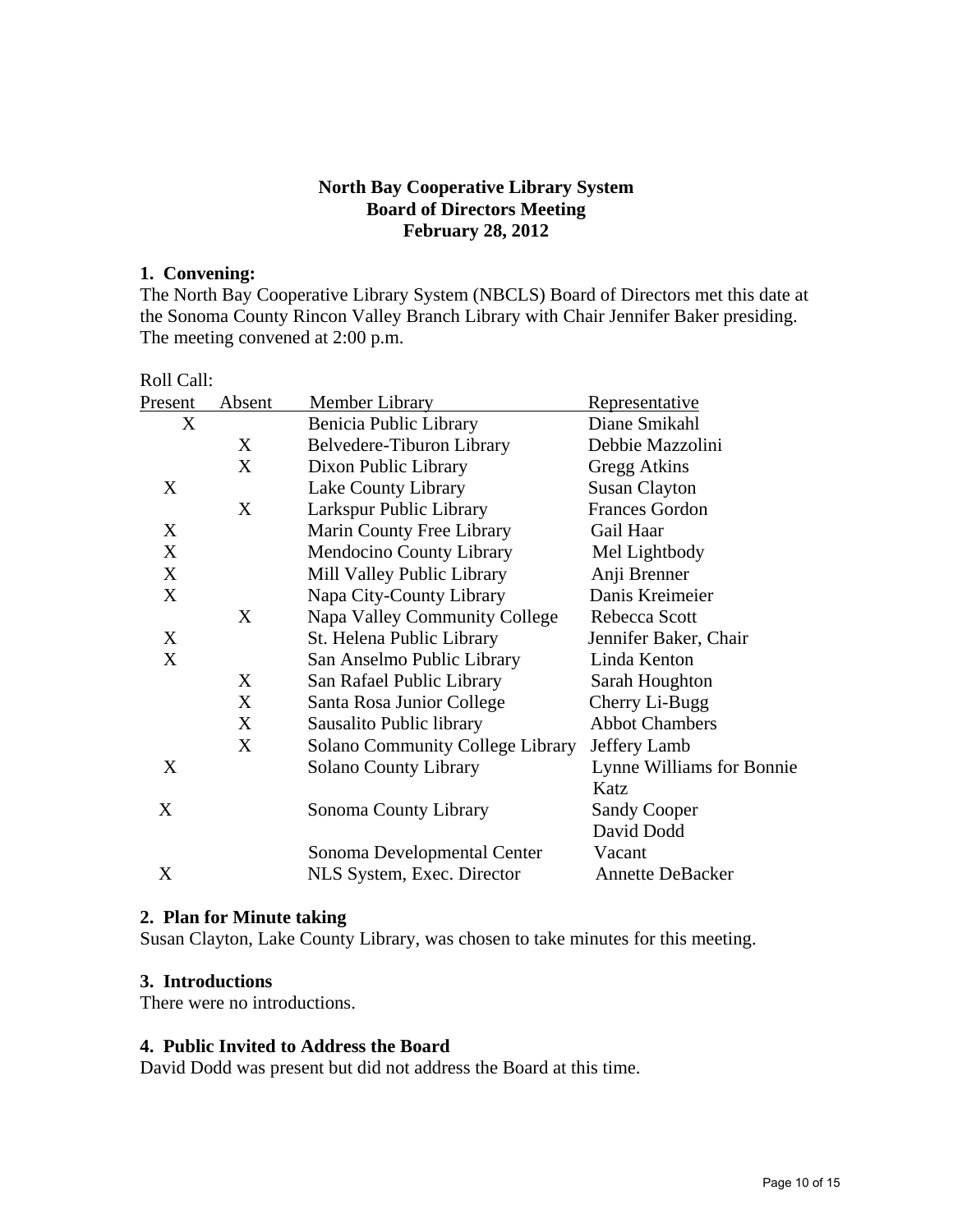**North Bay Cooperative Library System**
**Board of Directors Meeting**
**February 28, 2012**

## 1. Convening:

The North Bay Cooperative Library System (NBCLS) Board of Directors met this date at the Sonoma County Rincon Valley Branch Library with Chair Jennifer Baker presiding. The meeting convened at 2:00 p.m.

Roll Call:

| Present | Absent | Member Library | Representative |
|---|---|---|---|
| X | | Benicia Public Library | Diane Smikahl |
| | X | Belvedere-Tiburon Library | Debbie Mazzolini |
| | X | Dixon Public Library | Gregg Atkins |
| X | | Lake County Library | Susan Clayton |
| | X | Larkspur Public Library | Frances Gordon |
| X | | Marin County Free Library | Gail Haar |
| X | | Mendocino County Library | Mel Lightbody |
| X | | Mill Valley Public Library | Anji Brenner |
| X | | Napa City-County Library | Danis Kreimeier |
| | X | Napa Valley Community College | Rebecca Scott |
| X | | St. Helena Public Library | Jennifer Baker, Chair |
| X | | San Anselmo Public Library | Linda Kenton |
| | X | San Rafael Public Library | Sarah Houghton |
| | X | Santa Rosa Junior College | Cherry Li-Bugg |
| | X | Sausalito Public library | Abbot Chambers |
| | X | Solano Community College Library | Jeffery Lamb |
| X | | Solano County Library | Lynne Williams for Bonnie Katz |
| X | | Sonoma County Library | Sandy Cooper<br>David Dodd |
| | | Sonoma Developmental Center | Vacant |
| X | | NLS System, Exec. Director | Annette DeBacker |

## 2. Plan for Minute taking

Susan Clayton, Lake County Library, was chosen to take minutes for this meeting.

## 3. Introductions

There were no introductions.

## 4. Public Invited to Address the Board

David Dodd was present but did not address the Board at this time.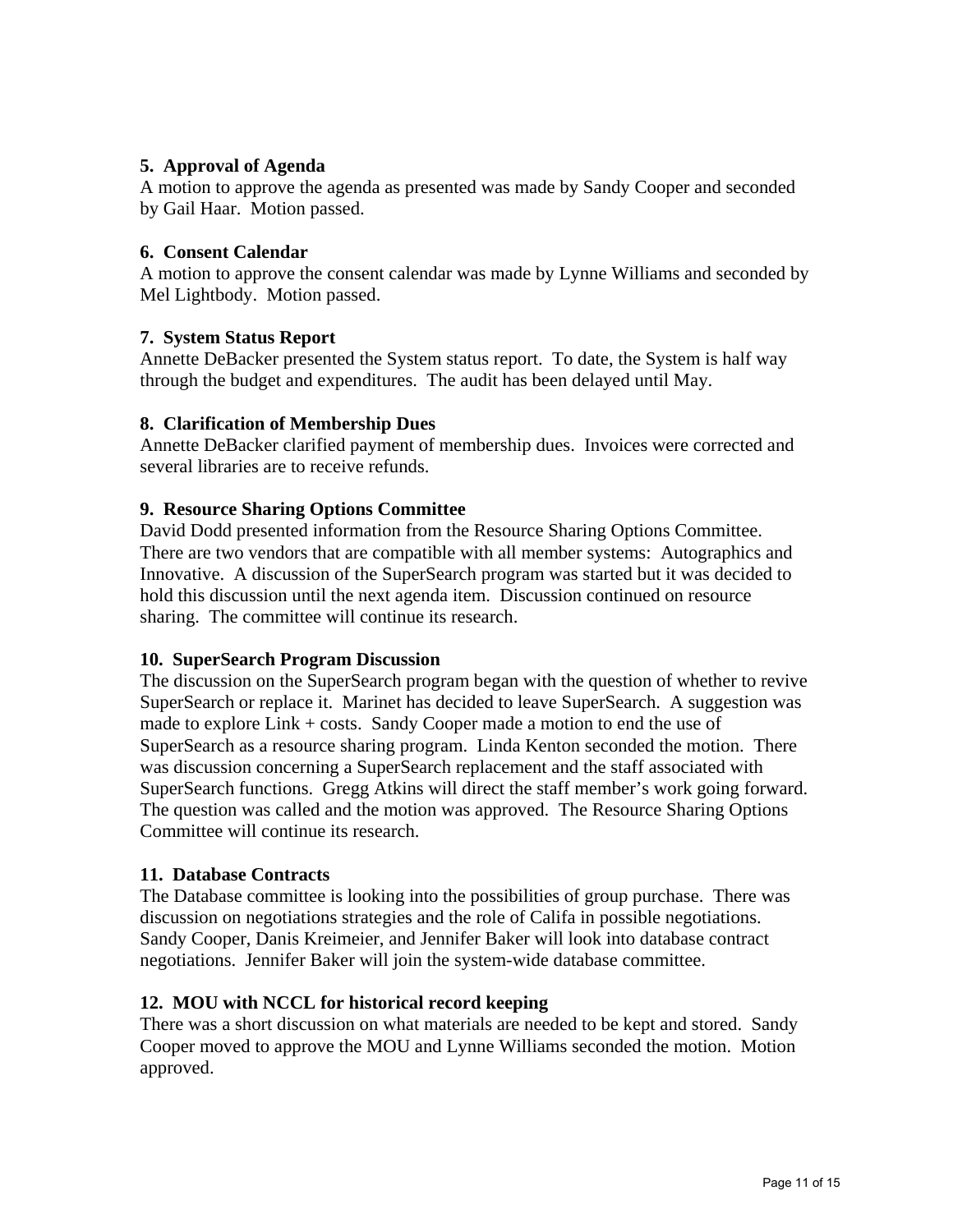**5. Approval of Agenda**

A motion to approve the agenda as presented was made by Sandy Cooper and seconded by Gail Haar. Motion passed.

**6. Consent Calendar**

A motion to approve the consent calendar was made by Lynne Williams and seconded by Mel Lightbody. Motion passed.

**7. System Status Report**

Annette DeBacker presented the System status report. To date, the System is half way through the budget and expenditures. The audit has been delayed until May.

**8. Clarification of Membership Dues**

Annette DeBacker clarified payment of membership dues. Invoices were corrected and several libraries are to receive refunds.

**9. Resource Sharing Options Committee**

David Dodd presented information from the Resource Sharing Options Committee. There are two vendors that are compatible with all member systems: Autographics and Innovative. A discussion of the SuperSearch program was started but it was decided to hold this discussion until the next agenda item. Discussion continued on resource sharing. The committee will continue its research.

**10. SuperSearch Program Discussion**

The discussion on the SuperSearch program began with the question of whether to revive SuperSearch or replace it. Marinet has decided to leave SuperSearch. A suggestion was made to explore Link + costs. Sandy Cooper made a motion to end the use of SuperSearch as a resource sharing program. Linda Kenton seconded the motion. There was discussion concerning a SuperSearch replacement and the staff associated with SuperSearch functions. Gregg Atkins will direct the staff member's work going forward. The question was called and the motion was approved. The Resource Sharing Options Committee will continue its research.

**11. Database Contracts**

The Database committee is looking into the possibilities of group purchase. There was discussion on negotiations strategies and the role of Califa in possible negotiations. Sandy Cooper, Danis Kreimeier, and Jennifer Baker will look into database contract negotiations. Jennifer Baker will join the system-wide database committee.

**12. MOU with NCCL for historical record keeping**

There was a short discussion on what materials are needed to be kept and stored. Sandy Cooper moved to approve the MOU and Lynne Williams seconded the motion. Motion approved.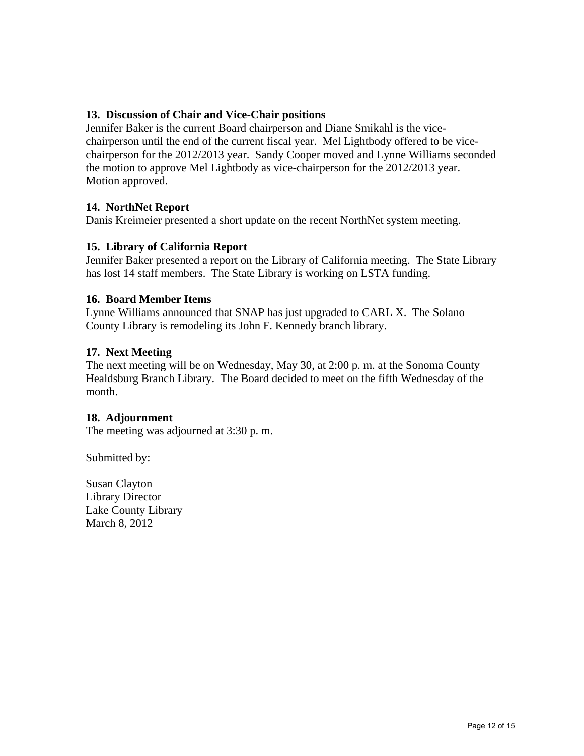**13. Discussion of Chair and Vice-Chair positions**

Jennifer Baker is the current Board chairperson and Diane Smikahl is the vice-chairperson until the end of the current fiscal year. Mel Lightbody offered to be vice-chairperson for the 2012/2013 year. Sandy Cooper moved and Lynne Williams seconded the motion to approve Mel Lightbody as vice-chairperson for the 2012/2013 year. Motion approved.

**14. NorthNet Report**

Danis Kreimeier presented a short update on the recent NorthNet system meeting.

**15. Library of California Report**

Jennifer Baker presented a report on the Library of California meeting. The State Library has lost 14 staff members. The State Library is working on LSTA funding.

**16. Board Member Items**

Lynne Williams announced that SNAP has just upgraded to CARL X. The Solano County Library is remodeling its John F. Kennedy branch library.

**17. Next Meeting**

The next meeting will be on Wednesday, May 30, at 2:00 p. m. at the Sonoma County Healdsburg Branch Library. The Board decided to meet on the fifth Wednesday of the month.

**18. Adjournment**

The meeting was adjourned at 3:30 p. m.

Submitted by:

Susan Clayton
Library Director
Lake County Library
March 8, 2012